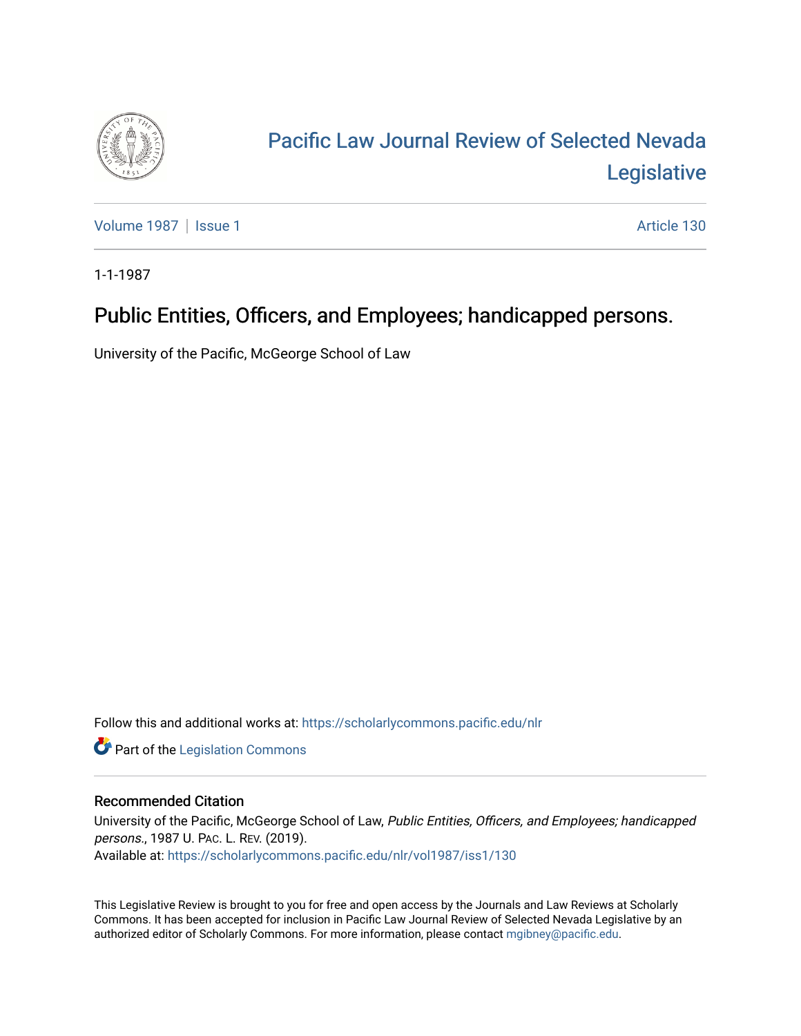# Pacific Law Journal Review of Selected Nevada Legislative

Volume 1987 | Issue 1 Article 130

1-1-1987

## Public Entities, Officers, and Employees; handicapped persons.

University of the Pacific, McGeorge School of Law

Follow this and additional works at: https://scholarlycommons.pacific.edu/nlr

Part of the Legislation Commons

### Recommended Citation

University of the Pacific, McGeorge School of Law, *Public Entities, Officers, and Employees; handicapped persons.*, 1987 U. PAC. L. REV. (2019).
Available at: https://scholarlycommons.pacific.edu/nlr/vol1987/iss1/130

This Legislative Review is brought to you for free and open access by the Journals and Law Reviews at Scholarly Commons. It has been accepted for inclusion in Pacific Law Journal Review of Selected Nevada Legislative by an authorized editor of Scholarly Commons. For more information, please contact mgibney@pacific.edu.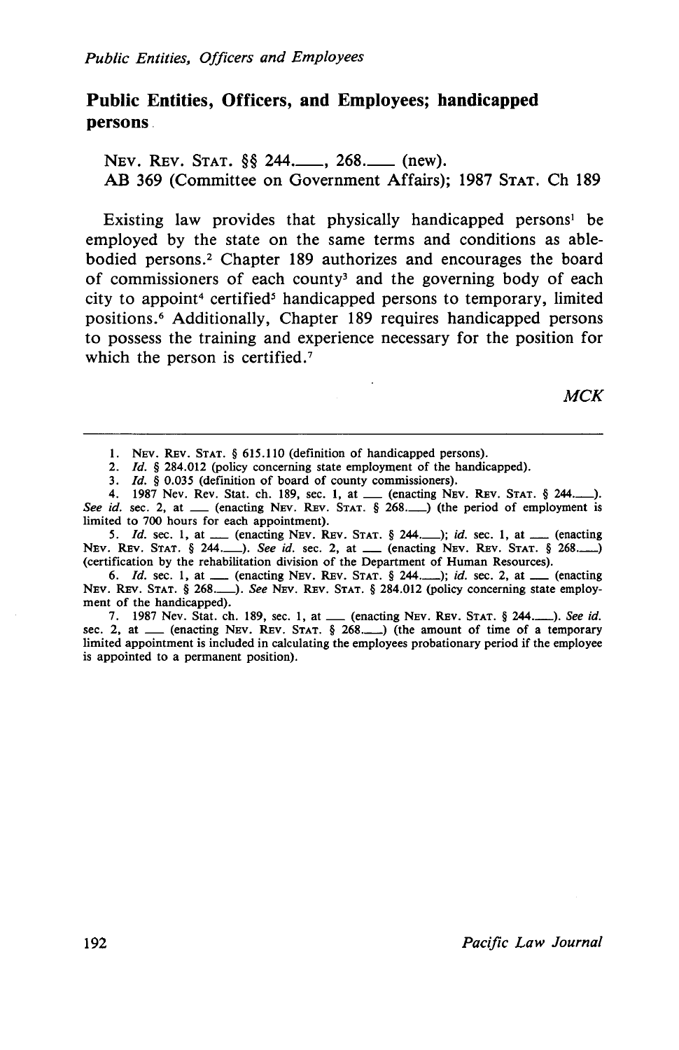## Public Entities, Officers, and Employees; handicapped persons

NEV. REV. STAT. §§ 244.___, 268.___ (new).
AB 369 (Committee on Government Affairs); 1987 STAT. Ch 189

Existing law provides that physically handicapped persons[1] be employed by the state on the same terms and conditions as able-bodied persons.[2] Chapter 189 authorizes and encourages the board of commissioners of each county[3] and the governing body of each city to appoint[4] certified[5] handicapped persons to temporary, limited positions.[6] Additionally, Chapter 189 requires handicapped persons to possess the training and experience necessary for the position for which the person is certified.[7]

*MCK*

---

1. NEV. REV. STAT. § 615.110 (definition of handicapped persons).
2. *Id.* § 284.012 (policy concerning state employment of the handicapped).
3. *Id.* § 0.035 (definition of board of county commissioners).
4. 1987 Nev. Rev. Stat. ch. 189, sec. 1, at ___ (enacting NEV. REV. STAT. § 244.___). *See id.* sec. 2, at ___ (enacting NEV. REV. STAT. § 268.___) (the period of employment is limited to 700 hours for each appointment).
5. *Id.* sec. 1, at ___ (enacting NEV. REV. STAT. § 244.___); *id.* sec. 1, at ___ (enacting NEV. REV. STAT. § 244.___). *See id.* sec. 2, at ___ (enacting NEV. REV. STAT. § 268.___) (certification by the rehabilitation division of the Department of Human Resources).
6. *Id.* sec. 1, at ___ (enacting NEV. REV. STAT. § 244.___); *id.* sec. 2, at ___ (enacting NEV. REV. STAT. § 268.___). *See* NEV. REV. STAT. § 284.012 (policy concerning state employment of the handicapped).
7. 1987 Nev. Stat. ch. 189, sec. 1, at ___ (enacting NEV. REV. STAT. § 244.___). *See id.* sec. 2, at ___ (enacting NEV. REV. STAT. § 268.___) (the amount of time of a temporary limited appointment is included in calculating the employees probationary period if the employee is appointed to a permanent position).